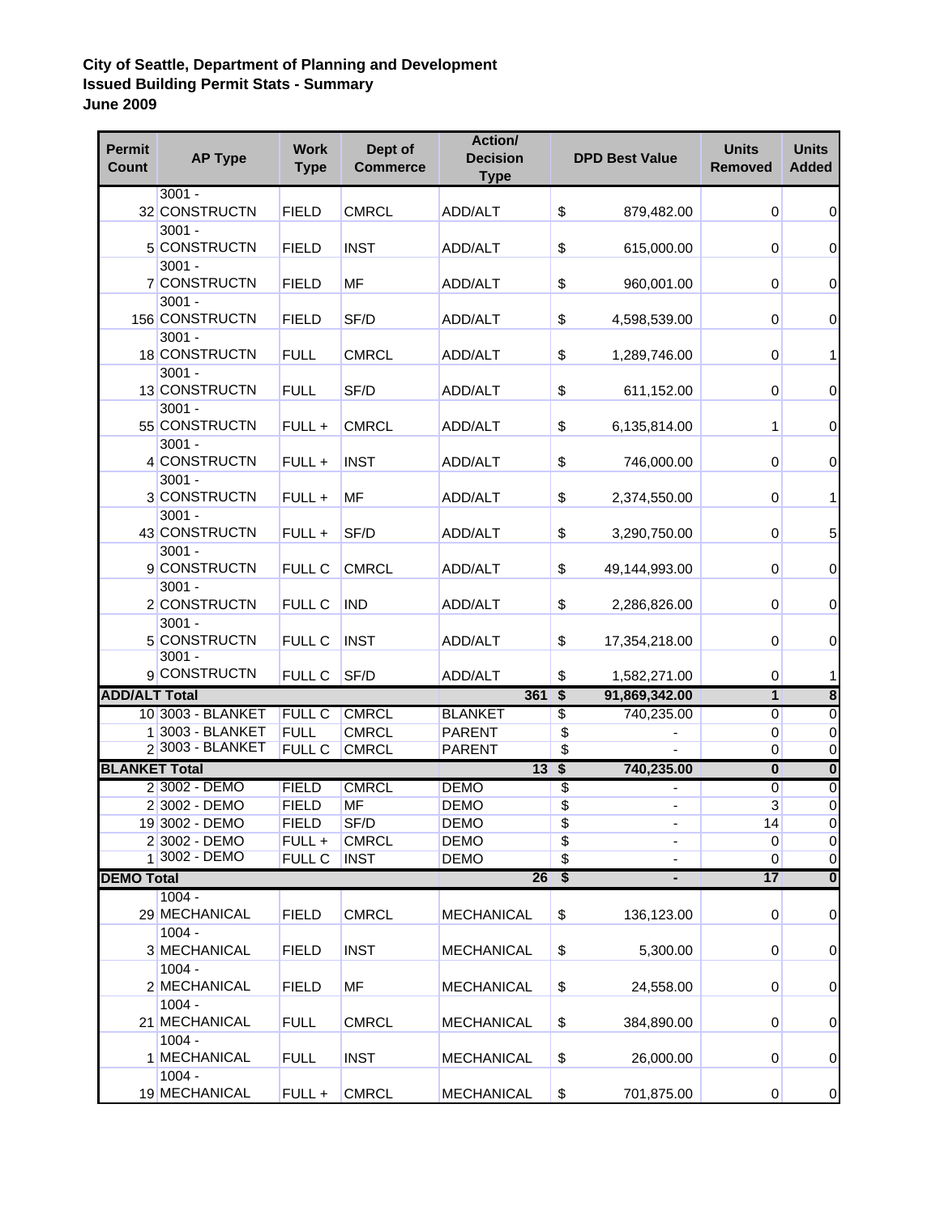**City of Seattle, Department of Planning and Development**
**Issued Building Permit Stats - Summary**
**June 2009**

| Permit Count | AP Type | Work Type | Dept of Commerce | Action/ Decision Type | DPD Best Value | Units Removed | Units Added |
|---|---|---|---|---|---|---|---|
| 32 | 3001 - CONSTRUCTN | FIELD | CMRCL | ADD/ALT | $ 879,482.00 | 0 | 0 |
| 5 | 3001 - CONSTRUCTN | FIELD | INST | ADD/ALT | $ 615,000.00 | 0 | 0 |
| 7 | 3001 - CONSTRUCTN | FIELD | MF | ADD/ALT | $ 960,001.00 | 0 | 0 |
| 156 | 3001 - CONSTRUCTN | FIELD | SF/D | ADD/ALT | $ 4,598,539.00 | 0 | 0 |
| 18 | 3001 - CONSTRUCTN | FULL | CMRCL | ADD/ALT | $ 1,289,746.00 | 0 | 1 |
| 13 | 3001 - CONSTRUCTN | FULL | SF/D | ADD/ALT | $ 611,152.00 | 0 | 0 |
| 55 | 3001 - CONSTRUCTN | FULL + | CMRCL | ADD/ALT | $ 6,135,814.00 | 1 | 0 |
| 4 | 3001 - CONSTRUCTN | FULL + | INST | ADD/ALT | $ 746,000.00 | 0 | 0 |
| 3 | 3001 - CONSTRUCTN | FULL + | MF | ADD/ALT | $ 2,374,550.00 | 0 | 1 |
| 43 | 3001 - CONSTRUCTN | FULL + | SF/D | ADD/ALT | $ 3,290,750.00 | 0 | 5 |
| 9 | 3001 - CONSTRUCTN | FULL C | CMRCL | ADD/ALT | $ 49,144,993.00 | 0 | 0 |
| 2 | 3001 - CONSTRUCTN | FULL C | IND | ADD/ALT | $ 2,286,826.00 | 0 | 0 |
| 5 | 3001 - CONSTRUCTN | FULL C | INST | ADD/ALT | $ 17,354,218.00 | 0 | 0 |
| 9 | 3001 - CONSTRUCTN | FULL C | SF/D | ADD/ALT | $ 1,582,271.00 | 0 | 1 |
| **ADD/ALT Total** | | | | **361** | **$ 91,869,342.00** | **1** | **8** |
| 10 | 3003 - BLANKET | FULL C | CMRCL | BLANKET | $ 740,235.00 | 0 | 0 |
| 1 | 3003 - BLANKET | FULL | CMRCL | PARENT | $ - | 0 | 0 |
| 2 | 3003 - BLANKET | FULL C | CMRCL | PARENT | $ - | 0 | 0 |
| **BLANKET Total** | | | | **13** | **$ 740,235.00** | **0** | **0** |
| 2 | 3002 - DEMO | FIELD | CMRCL | DEMO | $ - | 0 | 0 |
| 2 | 3002 - DEMO | FIELD | MF | DEMO | $ - | 3 | 0 |
| 19 | 3002 - DEMO | FIELD | SF/D | DEMO | $ - | 14 | 0 |
| 2 | 3002 - DEMO | FULL + | CMRCL | DEMO | $ - | 0 | 0 |
| 1 | 3002 - DEMO | FULL C | INST | DEMO | $ - | 0 | 0 |
| **DEMO Total** | | | | **26** | **$ -** | **17** | **0** |
| 29 | 1004 - MECHANICAL | FIELD | CMRCL | MECHANICAL | $ 136,123.00 | 0 | 0 |
| 3 | 1004 - MECHANICAL | FIELD | INST | MECHANICAL | $ 5,300.00 | 0 | 0 |
| 2 | 1004 - MECHANICAL | FIELD | MF | MECHANICAL | $ 24,558.00 | 0 | 0 |
| 21 | 1004 - MECHANICAL | FULL | CMRCL | MECHANICAL | $ 384,890.00 | 0 | 0 |
| 1 | 1004 - MECHANICAL | FULL | INST | MECHANICAL | $ 26,000.00 | 0 | 0 |
| 19 | 1004 - MECHANICAL | FULL + | CMRCL | MECHANICAL | $ 701,875.00 | 0 | 0 |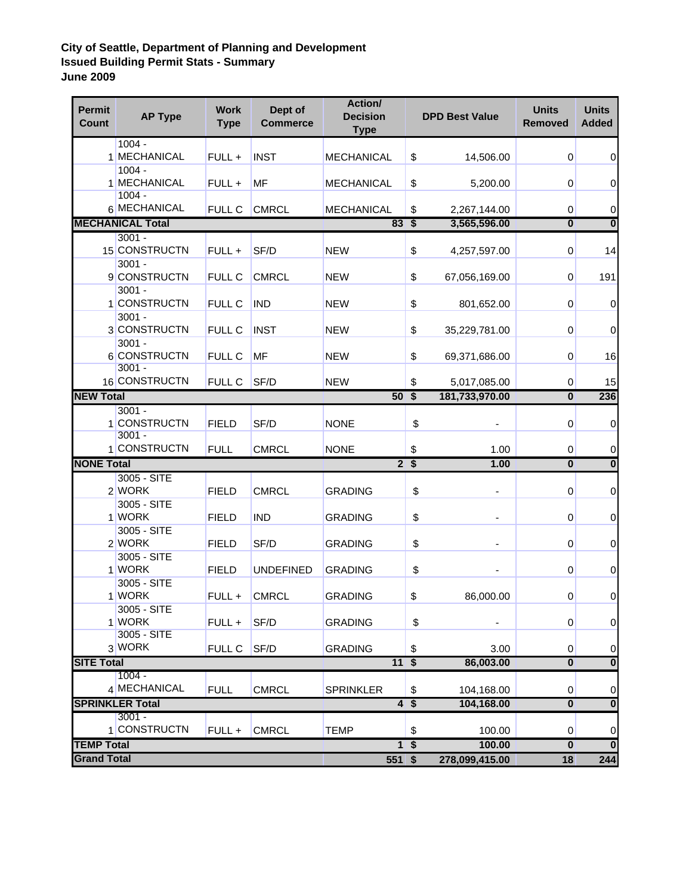**City of Seattle, Department of Planning and Development**
**Issued Building Permit Stats - Summary**
**June 2009**

| Permit Count | AP Type | Work Type | Dept of Commerce | Action/ Decision Type | DPD Best Value | Units Removed | Units Added |
|---|---|---|---|---|---|---|---|
| 1 | 1004 - MECHANICAL | FULL + | INST | MECHANICAL | $ 14,506.00 | 0 | 0 |
| 1 | 1004 - MECHANICAL | FULL + | MF | MECHANICAL | $ 5,200.00 | 0 | 0 |
| 6 | 1004 - MECHANICAL | FULL C | CMRCL | MECHANICAL | $ 2,267,144.00 | 0 | 0 |
| **MECHANICAL Total** | | | | **83** | **$ 3,565,596.00** | **0** | **0** |
| 15 | 3001 - CONSTRUCTN | FULL + | SF/D | NEW | $ 4,257,597.00 | 0 | 14 |
| 9 | 3001 - CONSTRUCTN | FULL C | CMRCL | NEW | $ 67,056,169.00 | 0 | 191 |
| 1 | 3001 - CONSTRUCTN | FULL C | IND | NEW | $ 801,652.00 | 0 | 0 |
| 3 | 3001 - CONSTRUCTN | FULL C | INST | NEW | $ 35,229,781.00 | 0 | 0 |
| 6 | 3001 - CONSTRUCTN | FULL C | MF | NEW | $ 69,371,686.00 | 0 | 16 |
| 16 | 3001 - CONSTRUCTN | FULL C | SF/D | NEW | $ 5,017,085.00 | 0 | 15 |
| **NEW Total** | | | | **50** | **$ 181,733,970.00** | **0** | **236** |
| 1 | 3001 - CONSTRUCTN | FIELD | SF/D | NONE | $ - | 0 | 0 |
| 1 | 3001 - CONSTRUCTN | FULL | CMRCL | NONE | $ 1.00 | 0 | 0 |
| **NONE Total** | | | | **2** | **$ 1.00** | **0** | **0** |
| 2 | 3005 - SITE WORK | FIELD | CMRCL | GRADING | $ - | 0 | 0 |
| 1 | 3005 - SITE WORK | FIELD | IND | GRADING | $ - | 0 | 0 |
| 2 | 3005 - SITE WORK | FIELD | SF/D | GRADING | $ - | 0 | 0 |
| 1 | 3005 - SITE WORK | FIELD | UNDEFINED | GRADING | $ - | 0 | 0 |
| 1 | 3005 - SITE WORK | FULL + | CMRCL | GRADING | $ 86,000.00 | 0 | 0 |
| 1 | 3005 - SITE WORK | FULL + | SF/D | GRADING | $ - | 0 | 0 |
| 3 | 3005 - SITE WORK | FULL C | SF/D | GRADING | $ 3.00 | 0 | 0 |
| **SITE Total** | | | | **11** | **$ 86,003.00** | **0** | **0** |
| 4 | 1004 - MECHANICAL | FULL | CMRCL | SPRINKLER | $ 104,168.00 | 0 | 0 |
| **SPRINKLER Total** | | | | **4** | **$ 104,168.00** | **0** | **0** |
| 1 | 3001 - CONSTRUCTN | FULL + | CMRCL | TEMP | $ 100.00 | 0 | 0 |
| **TEMP Total** | | | | **1** | **$ 100.00** | **0** | **0** |
| **Grand Total** | | | | **551** | **$ 278,099,415.00** | **18** | **244** |